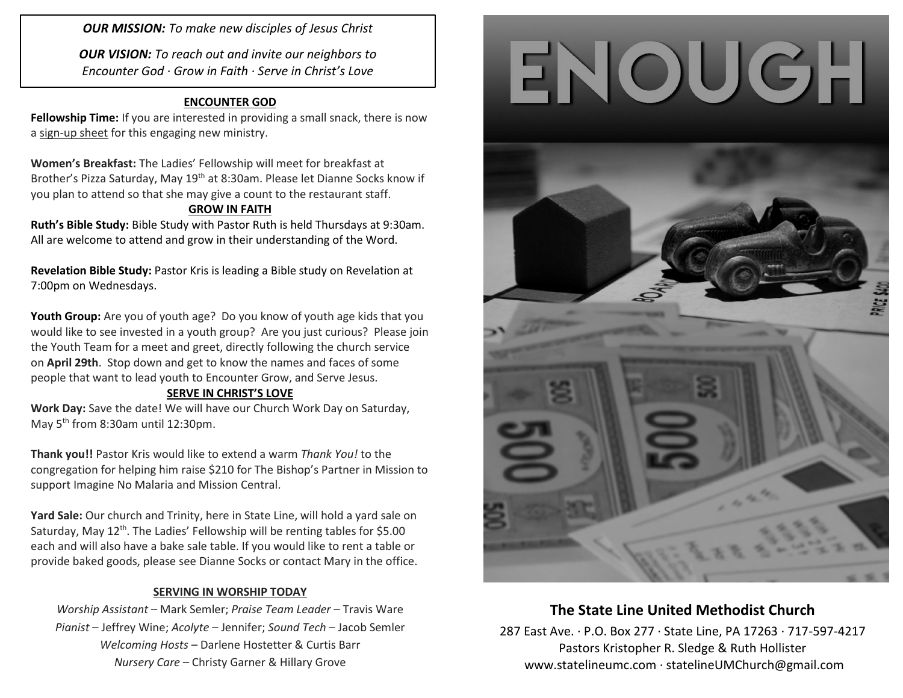***OUR MISSION:*** *To make new disciples of Jesus Christ*

***OUR VISION:*** *To reach out and invite our neighbors to Encounter God · Grow in Faith · Serve in Christ's Love*

## ENCOUNTER GOD

**Fellowship Time:** If you are interested in providing a small snack, there is now a sign-up sheet for this engaging new ministry.

**Women's Breakfast:** The Ladies' Fellowship will meet for breakfast at Brother's Pizza Saturday, May 19th at 8:30am. Please let Dianne Socks know if you plan to attend so that she may give a count to the restaurant staff.

## GROW IN FAITH

**Ruth's Bible Study:** Bible Study with Pastor Ruth is held Thursdays at 9:30am. All are welcome to attend and grow in their understanding of the Word.

**Revelation Bible Study:** Pastor Kris is leading a Bible study on Revelation at 7:00pm on Wednesdays.

**Youth Group:** Are you of youth age? Do you know of youth age kids that you would like to see invested in a youth group? Are you just curious? Please join the Youth Team for a meet and greet, directly following the church service on **April 29th**. Stop down and get to know the names and faces of some people that want to lead youth to Encounter Grow, and Serve Jesus.

## SERVE IN CHRIST'S LOVE

**Work Day:** Save the date! We will have our Church Work Day on Saturday, May 5th from 8:30am until 12:30pm.

**Thank you!!** Pastor Kris would like to extend a warm *Thank You!* to the congregation for helping him raise $210 for The Bishop's Partner in Mission to support Imagine No Malaria and Mission Central.

**Yard Sale:** Our church and Trinity, here in State Line, will hold a yard sale on Saturday, May 12th. The Ladies' Fellowship will be renting tables for $5.00 each and will also have a bake sale table. If you would like to rent a table or provide baked goods, please see Dianne Socks or contact Mary in the office.

## SERVING IN WORSHIP TODAY

*Worship Assistant* – Mark Semler; *Praise Team Leader* – Travis Ware
*Pianist* – Jeffrey Wine; *Acolyte* – Jennifer; *Sound Tech* – Jacob Semler
*Welcoming Hosts* – Darlene Hostetter & Curtis Barr
*Nursery Care* – Christy Garner & Hillary Grove

# ENOUGH

## The State Line United Methodist Church

287 East Ave. · P.O. Box 277 · State Line, PA 17263 · 717-597-4217
Pastors Kristopher R. Sledge & Ruth Hollister
www.statelineumc.com · statelineUMChurch@gmail.com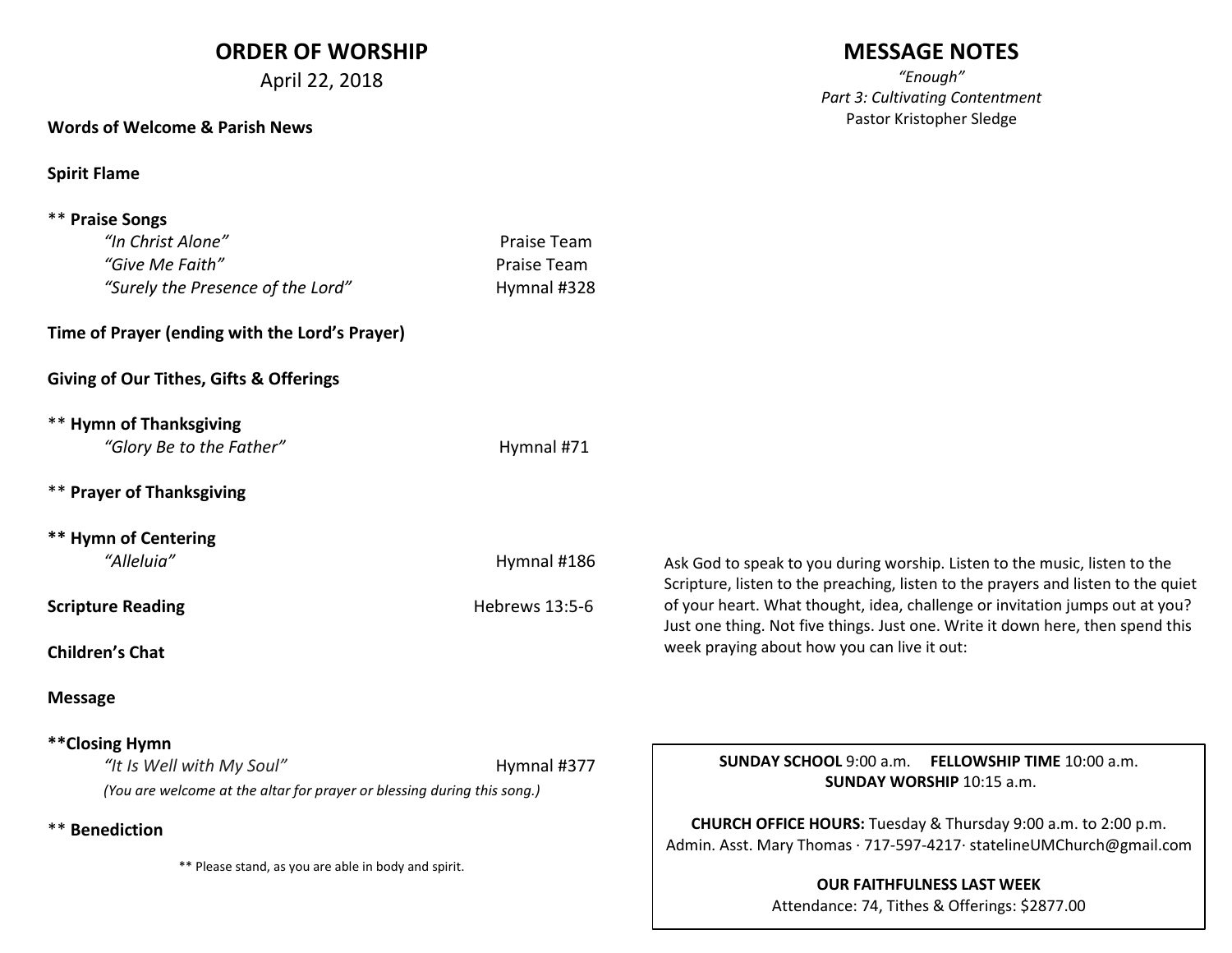## ORDER OF WORSHIP

April 22, 2018

**Words of Welcome & Parish News**

**Spirit Flame**

** **Praise Songs**

| | |
|---|---|
| *"In Christ Alone"* | Praise Team |
| *"Give Me Faith"* | Praise Team |
| *"Surely the Presence of the Lord"* | Hymnal #328 |

**Time of Prayer (ending with the Lord's Prayer)**

**Giving of Our Tithes, Gifts & Offerings**

** **Hymn of Thanksgiving**

*"Glory Be to the Father"* Hymnal #71

** **Prayer of Thanksgiving**

**** Hymn of Centering**

*"Alleluia"* Hymnal #186

**Scripture Reading** Hebrews 13:5-6

**Children's Chat**

**Message**

****Closing Hymn**

*"It Is Well with My Soul"* Hymnal #377

*(You are welcome at the altar for prayer or blessing during this song.)*

** **Benediction**

** Please stand, as you are able in body and spirit.

## MESSAGE NOTES

*"Enough"*
*Part 3: Cultivating Contentment*
Pastor Kristopher Sledge

Ask God to speak to you during worship. Listen to the music, listen to the Scripture, listen to the preaching, listen to the prayers and listen to the quiet of your heart. What thought, idea, challenge or invitation jumps out at you? Just one thing. Not five things. Just one. Write it down here, then spend this week praying about how you can live it out:

**SUNDAY SCHOOL** 9:00 a.m. **FELLOWSHIP TIME** 10:00 a.m.
**SUNDAY WORSHIP** 10:15 a.m.

**CHURCH OFFICE HOURS:** Tuesday & Thursday 9:00 a.m. to 2:00 p.m.
Admin. Asst. Mary Thomas · 717-597-4217· statelineUMChurch@gmail.com

**OUR FAITHFULNESS LAST WEEK**
Attendance: 74, Tithes & Offerings: $2877.00